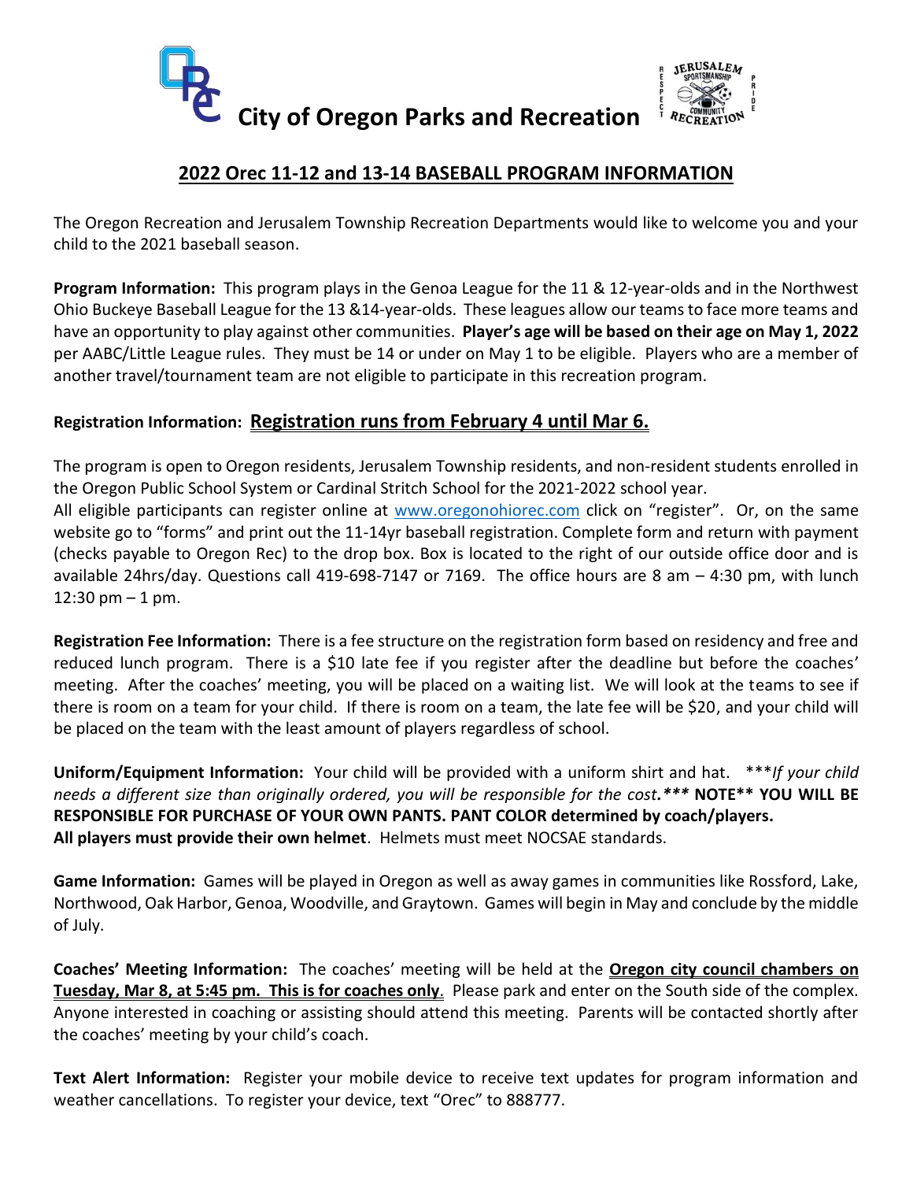# City of Oregon Parks and Recreation

## 2022 Orec 11-12 and 13-14 BASEBALL PROGRAM INFORMATION

The Oregon Recreation and Jerusalem Township Recreation Departments would like to welcome you and your child to the 2021 baseball season.

**Program Information:** This program plays in the Genoa League for the 11 & 12-year-olds and in the Northwest Ohio Buckeye Baseball League for the 13 &14-year-olds. These leagues allow our teams to face more teams and have an opportunity to play against other communities. **Player's age will be based on their age on May 1, 2022** per AABC/Little League rules. They must be 14 or under on May 1 to be eligible. Players who are a member of another travel/tournament team are not eligible to participate in this recreation program.

**Registration Information:** **Registration runs from February 4 until Mar 6.**

The program is open to Oregon residents, Jerusalem Township residents, and non-resident students enrolled in the Oregon Public School System or Cardinal Stritch School for the 2021-2022 school year.
All eligible participants can register online at www.oregonohiorec.com click on "register". Or, on the same website go to "forms" and print out the 11-14yr baseball registration. Complete form and return with payment (checks payable to Oregon Rec) to the drop box. Box is located to the right of our outside office door and is available 24hrs/day. Questions call 419-698-7147 or 7169. The office hours are 8 am – 4:30 pm, with lunch 12:30 pm – 1 pm.

**Registration Fee Information:** There is a fee structure on the registration form based on residency and free and reduced lunch program. There is a $10 late fee if you register after the deadline but before the coaches' meeting. After the coaches' meeting, you will be placed on a waiting list. We will look at the teams to see if there is room on a team for your child. If there is room on a team, the late fee will be $20, and your child will be placed on the team with the least amount of players regardless of school.

**Uniform/Equipment Information:** Your child will be provided with a uniform shirt and hat. ****If your child needs a different size than originally ordered, you will be responsible for the cost.**** **NOTE** YOU WILL BE RESPONSIBLE FOR PURCHASE OF YOUR OWN PANTS. PANT COLOR determined by coach/players.**
**All players must provide their own helmet**. Helmets must meet NOCSAE standards.

**Game Information:** Games will be played in Oregon as well as away games in communities like Rossford, Lake, Northwood, Oak Harbor, Genoa, Woodville, and Graytown. Games will begin in May and conclude by the middle of July.

**Coaches' Meeting Information:** The coaches' meeting will be held at the **Oregon city council chambers on Tuesday, Mar 8, at 5:45 pm. This is for coaches only**. Please park and enter on the South side of the complex. Anyone interested in coaching or assisting should attend this meeting. Parents will be contacted shortly after the coaches' meeting by your child's coach.

**Text Alert Information:** Register your mobile device to receive text updates for program information and weather cancellations. To register your device, text "Orec" to 888777.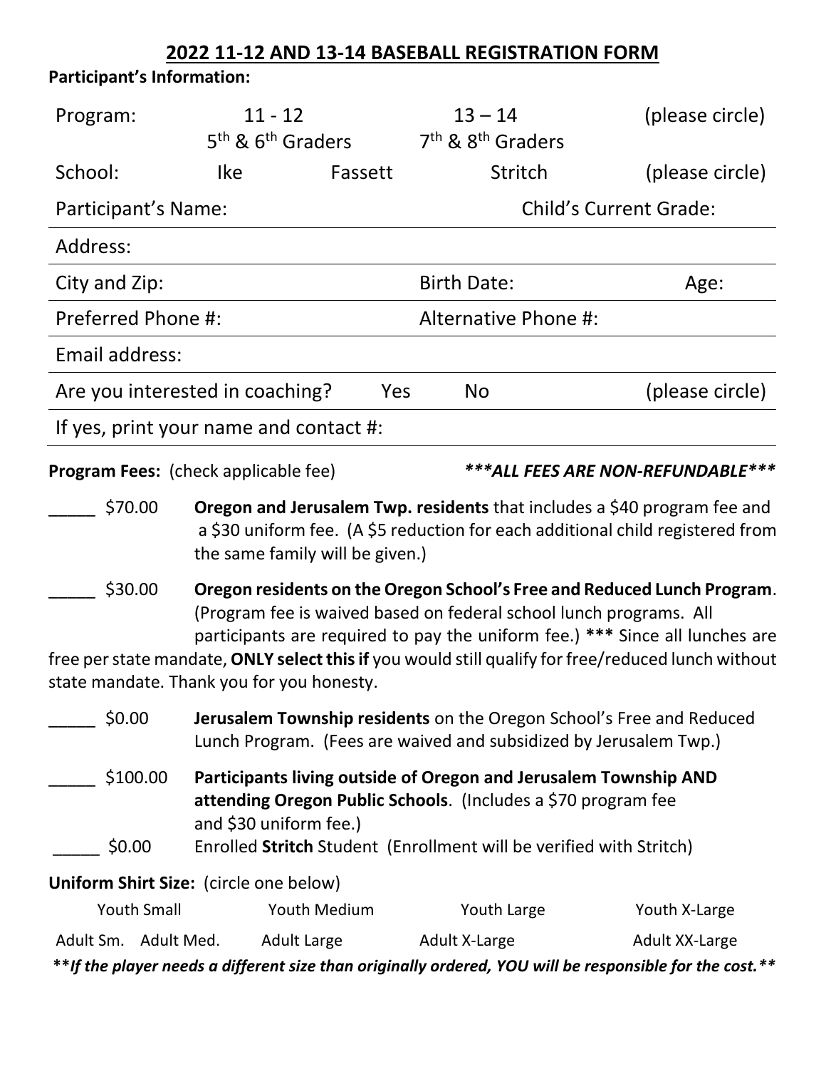## 2022 11-12 AND 13-14 BASEBALL REGISTRATION FORM

**Participant's Information:**

| | | | | |
|---|---|---|---|---|
| Program: | 11 - 12<br>5th & 6th Graders | | 13 – 14<br>7th & 8th Graders | (please circle) |
| School: | Ike | Fassett | Stritch | (please circle) |
| Participant's Name: | | | Child's Current Grade: | |
| Address: | | | | |
| City and Zip: | | | Birth Date: | Age: |
| Preferred Phone #: | | | Alternative Phone #: | |
| Email address: | | | | |
| Are you interested in coaching? | | Yes | No | (please circle) |
| If yes, print your name and contact #: | | | | |

**Program Fees:** (check applicable fee) ***\*\*\*ALL FEES ARE NON-REFUNDABLE\*\*\****

_____ \$70.00 **Oregon and Jerusalem Twp. residents** that includes a \$40 program fee and a \$30 uniform fee. (A \$5 reduction for each additional child registered from the same family will be given.)

_____ \$30.00 **Oregon residents on the Oregon School's Free and Reduced Lunch Program**. (Program fee is waived based on federal school lunch programs. All participants are required to pay the uniform fee.) **\*\*\*** Since all lunches are free per state mandate, **ONLY select this if** you would still qualify for free/reduced lunch without state mandate. Thank you for you honesty.

_____ \$0.00 **Jerusalem Township residents** on the Oregon School's Free and Reduced Lunch Program. (Fees are waived and subsidized by Jerusalem Twp.)

_____ \$100.00 **Participants living outside of Oregon and Jerusalem Township AND attending Oregon Public Schools**. (Includes a \$70 program fee and \$30 uniform fee.)

_____ \$0.00 Enrolled **Stritch** Student (Enrollment will be verified with Stritch)

**Uniform Shirt Size:** (circle one below)

| | | | |
|---|---|---|---|
| Youth Small | Youth Medium | Youth Large | Youth X-Large |
| Adult Sm. Adult Med. | Adult Large | Adult X-Large | Adult XX-Large |

***\*\*If the player needs a different size than originally ordered, YOU will be responsible for the cost.\*\****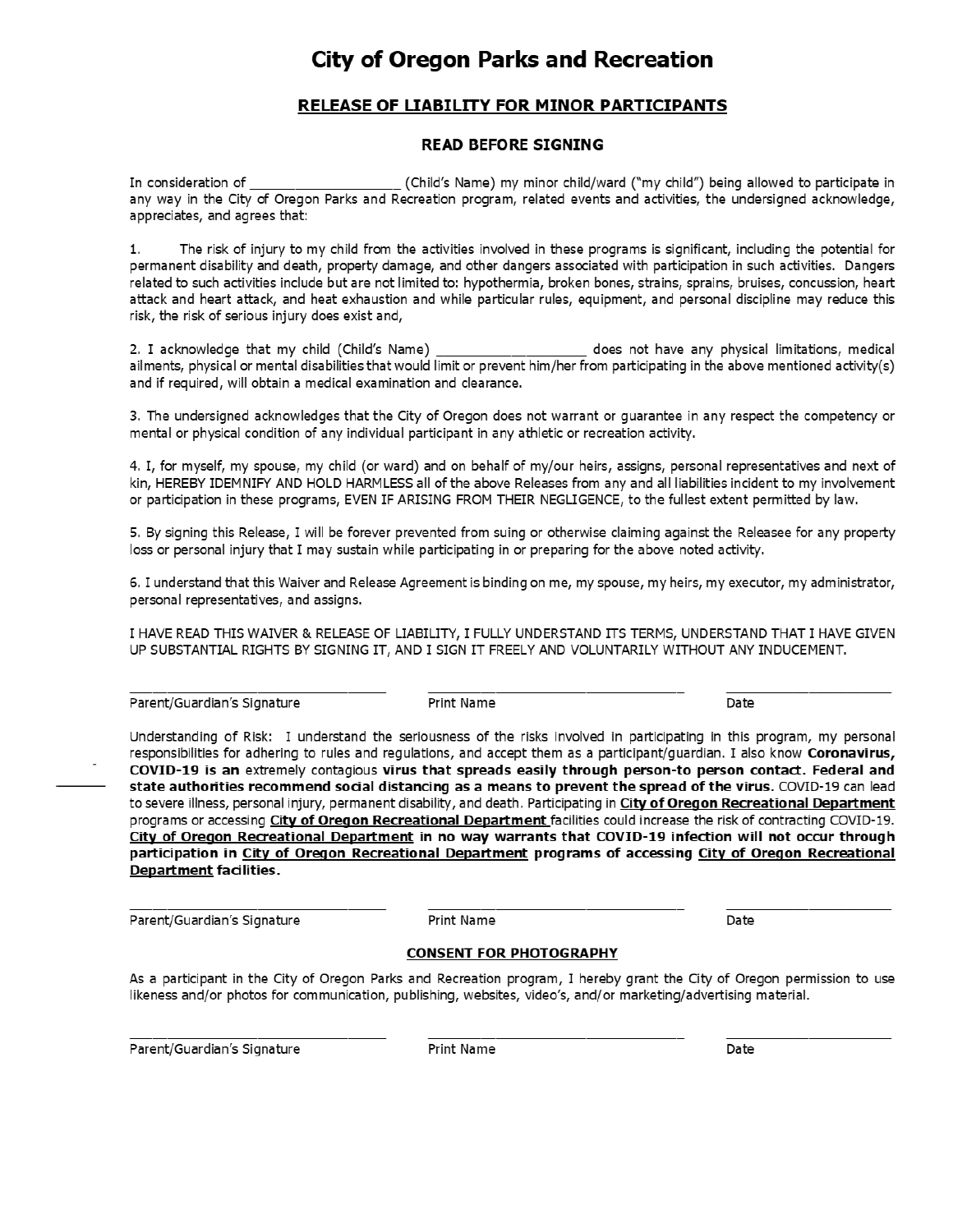# City of Oregon Parks and Recreation

## RELEASE OF LIABILITY FOR MINOR PARTICIPANTS

### READ BEFORE SIGNING

In consideration of ____________________ (Child's Name) my minor child/ward ("my child") being allowed to participate in any way in the City of Oregon Parks and Recreation program, related events and activities, the undersigned acknowledge, appreciates, and agrees that:

1. The risk of injury to my child from the activities involved in these programs is significant, including the potential for permanent disability and death, property damage, and other dangers associated with participation in such activities. Dangers related to such activities include but are not limited to: hypothermia, broken bones, strains, sprains, bruises, concussion, heart attack and heart attack, and heat exhaustion and while particular rules, equipment, and personal discipline may reduce this risk, the risk of serious injury does exist and,

2. I acknowledge that my child (Child's Name) ____________________ does not have any physical limitations, medical ailments, physical or mental disabilities that would limit or prevent him/her from participating in the above mentioned activity(s) and if required, will obtain a medical examination and clearance.

3. The undersigned acknowledges that the City of Oregon does not warrant or guarantee in any respect the competency or mental or physical condition of any individual participant in any athletic or recreation activity.

4. I, for myself, my spouse, my child (or ward) and on behalf of my/our heirs, assigns, personal representatives and next of kin, HEREBY IDEMNIFY AND HOLD HARMLESS all of the above Releases from any and all liabilities incident to my involvement or participation in these programs, EVEN IF ARISING FROM THEIR NEGLIGENCE, to the fullest extent permitted by law.

5. By signing this Release, I will be forever prevented from suing or otherwise claiming against the Releasee for any property loss or personal injury that I may sustain while participating in or preparing for the above noted activity.

6. I understand that this Waiver and Release Agreement is binding on me, my spouse, my heirs, my executor, my administrator, personal representatives, and assigns.

I HAVE READ THIS WAIVER & RELEASE OF LIABILITY, I FULLY UNDERSTAND ITS TERMS, UNDERSTAND THAT I HAVE GIVEN UP SUBSTANTIAL RIGHTS BY SIGNING IT, AND I SIGN IT FREELY AND VOLUNTARILY WITHOUT ANY INDUCEMENT.

_______________________________ _______________________________ ____________________

Parent/Guardian's Signature Print Name Date

Understanding of Risk: I understand the seriousness of the risks involved in participating in this program, my personal responsibilities for adhering to rules and regulations, and accept them as a participant/guardian. I also know **Coronavirus, COVID-19 is an** extremely contagious **virus that spreads easily through person-to person contact. Federal and state authorities recommend social distancing as a means to prevent the spread of the virus.** COVID-19 can lead to severe illness, personal injury, permanent disability, and death. Participating in **City of Oregon Recreational Department** programs or accessing **City of Oregon Recreational Department** facilities could increase the risk of contracting COVID-19. **City of Oregon Recreational Department in no way warrants that COVID-19 infection will not occur through participation in City of Oregon Recreational Department programs of accessing City of Oregon Recreational Department facilities.**

_______________________________ _______________________________ ____________________

Parent/Guardian's Signature Print Name Date

### CONSENT FOR PHOTOGRAPHY

As a participant in the City of Oregon Parks and Recreation program, I hereby grant the City of Oregon permission to use likeness and/or photos for communication, publishing, websites, video's, and/or marketing/advertising material.

_______________________________ _______________________________ ____________________

Parent/Guardian's Signature Print Name Date